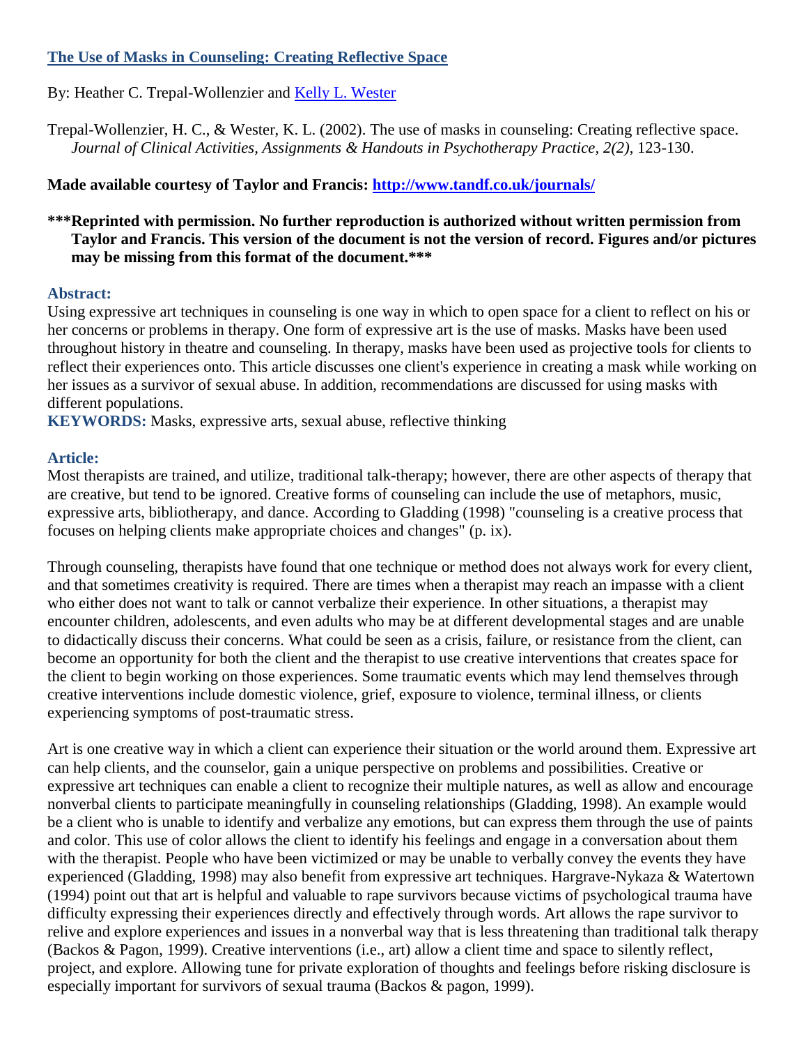# [The Use of Masks in Counseling: Creating Reflective Space]

By: Heather C. Trepal-Wollenzier and [Kelly L. Wester]

Trepal-Wollenzier, H. C., & Wester, K. L. (2002). The use of masks in counseling: Creating reflective space. *Journal of Clinical Activities, Assignments & Handouts in Psychotherapy Practice, 2(2)*, 123-130.

**Made available courtesy of Taylor and Francis: [http://www.tandf.co.uk/journals/](http://www.tandf.co.uk/journals/)**

**\*\*\*Reprinted with permission. No further reproduction is authorized without written permission from Taylor and Francis. This version of the document is not the version of record. Figures and/or pictures may be missing from this format of the document.\*\*\***

## Abstract:

Using expressive art techniques in counseling is one way in which to open space for a client to reflect on his or her concerns or problems in therapy. One form of expressive art is the use of masks. Masks have been used throughout history in theatre and counseling. In therapy, masks have been used as projective tools for clients to reflect their experiences onto. This article discusses one client's experience in creating a mask while working on her issues as a survivor of sexual abuse. In addition, recommendations are discussed for using masks with different populations.

**KEYWORDS:** Masks, expressive arts, sexual abuse, reflective thinking

## Article:

Most therapists are trained, and utilize, traditional talk-therapy; however, there are other aspects of therapy that are creative, but tend to be ignored. Creative forms of counseling can include the use of metaphors, music, expressive arts, bibliotherapy, and dance. According to Gladding (1998) "counseling is a creative process that focuses on helping clients make appropriate choices and changes" (p. ix).

Through counseling, therapists have found that one technique or method does not always work for every client, and that sometimes creativity is required. There are times when a therapist may reach an impasse with a client who either does not want to talk or cannot verbalize their experience. In other situations, a therapist may encounter children, adolescents, and even adults who may be at different developmental stages and are unable to didactically discuss their concerns. What could be seen as a crisis, failure, or resistance from the client, can become an opportunity for both the client and the therapist to use creative interventions that creates space for the client to begin working on those experiences. Some traumatic events which may lend themselves through creative interventions include domestic violence, grief, exposure to violence, terminal illness, or clients experiencing symptoms of post-traumatic stress.

Art is one creative way in which a client can experience their situation or the world around them. Expressive art can help clients, and the counselor, gain a unique perspective on problems and possibilities. Creative or expressive art techniques can enable a client to recognize their multiple natures, as well as allow and encourage nonverbal clients to participate meaningfully in counseling relationships (Gladding, 1998). An example would be a client who is unable to identify and verbalize any emotions, but can express them through the use of paints and color. This use of color allows the client to identify his feelings and engage in a conversation about them with the therapist. People who have been victimized or may be unable to verbally convey the events they have experienced (Gladding, 1998) may also benefit from expressive art techniques. Hargrave-Nykaza & Watertown (1994) point out that art is helpful and valuable to rape survivors because victims of psychological trauma have difficulty expressing their experiences directly and effectively through words. Art allows the rape survivor to relive and explore experiences and issues in a nonverbal way that is less threatening than traditional talk therapy (Backos & Pagon, 1999). Creative interventions (i.e., art) allow a client time and space to silently reflect, project, and explore. Allowing tune for private exploration of thoughts and feelings before risking disclosure is especially important for survivors of sexual trauma (Backos & pagon, 1999).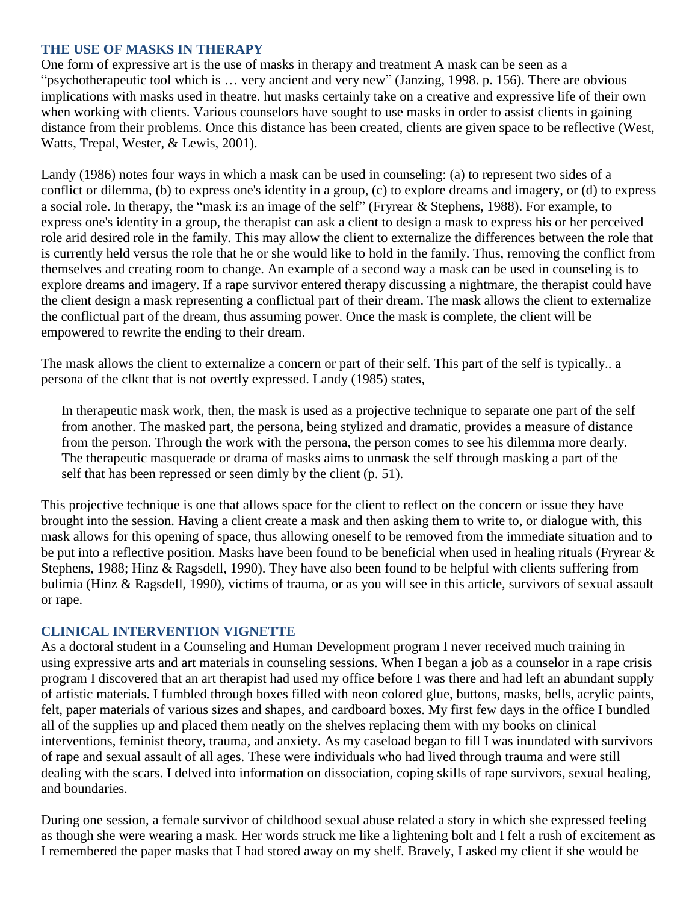## THE USE OF MASKS IN THERAPY

One form of expressive art is the use of masks in therapy and treatment A mask can be seen as a "psychotherapeutic tool which is … very ancient and very new" (Janzing, 1998. p. 156). There are obvious implications with masks used in theatre. hut masks certainly take on a creative and expressive life of their own when working with clients. Various counselors have sought to use masks in order to assist clients in gaining distance from their problems. Once this distance has been created, clients are given space to be reflective (West, Watts, Trepal, Wester, & Lewis, 2001).

Landy (1986) notes four ways in which a mask can be used in counseling: (a) to represent two sides of a conflict or dilemma, (b) to express one's identity in a group, (c) to explore dreams and imagery, or (d) to express a social role. In therapy, the "mask i:s an image of the self" (Fryrear & Stephens, 1988). For example, to express one's identity in a group, the therapist can ask a client to design a mask to express his or her perceived role arid desired role in the family. This may allow the client to externalize the differences between the role that is currently held versus the role that he or she would like to hold in the family. Thus, removing the conflict from themselves and creating room to change. An example of a second way a mask can be used in counseling is to explore dreams and imagery. If a rape survivor entered therapy discussing a nightmare, the therapist could have the client design a mask representing a conflictual part of their dream. The mask allows the client to externalize the conflictual part of the dream, thus assuming power. Once the mask is complete, the client will be empowered to rewrite the ending to their dream.

The mask allows the client to externalize a concern or part of their self. This part of the self is typically.. a persona of the clknt that is not overtly expressed. Landy (1985) states,

> In therapeutic mask work, then, the mask is used as a projective technique to separate one part of the self from another. The masked part, the persona, being stylized and dramatic, provides a measure of distance from the person. Through the work with the persona, the person comes to see his dilemma more dearly. The therapeutic masquerade or drama of masks aims to unmask the self through masking a part of the self that has been repressed or seen dimly by the client (p. 51).

This projective technique is one that allows space for the client to reflect on the concern or issue they have brought into the session. Having a client create a mask and then asking them to write to, or dialogue with, this mask allows for this opening of space, thus allowing oneself to be removed from the immediate situation and to be put into a reflective position. Masks have been found to be beneficial when used in healing rituals (Fryrear & Stephens, 1988; Hinz & Ragsdell, 1990). They have also been found to be helpful with clients suffering from bulimia (Hinz & Ragsdell, 1990), victims of trauma, or as you will see in this article, survivors of sexual assault or rape.

## CLINICAL INTERVENTION VIGNETTE

As a doctoral student in a Counseling and Human Development program I never received much training in using expressive arts and art materials in counseling sessions. When I began a job as a counselor in a rape crisis program I discovered that an art therapist had used my office before I was there and had left an abundant supply of artistic materials. I fumbled through boxes filled with neon colored glue, buttons, masks, bells, acrylic paints, felt, paper materials of various sizes and shapes, and cardboard boxes. My first few days in the office I bundled all of the supplies up and placed them neatly on the shelves replacing them with my books on clinical interventions, feminist theory, trauma, and anxiety. As my caseload began to fill I was inundated with survivors of rape and sexual assault of all ages. These were individuals who had lived through trauma and were still dealing with the scars. I delved into information on dissociation, coping skills of rape survivors, sexual healing, and boundaries.

During one session, a female survivor of childhood sexual abuse related a story in which she expressed feeling as though she were wearing a mask. Her words struck me like a lightening bolt and I felt a rush of excitement as I remembered the paper masks that I had stored away on my shelf. Bravely, I asked my client if she would be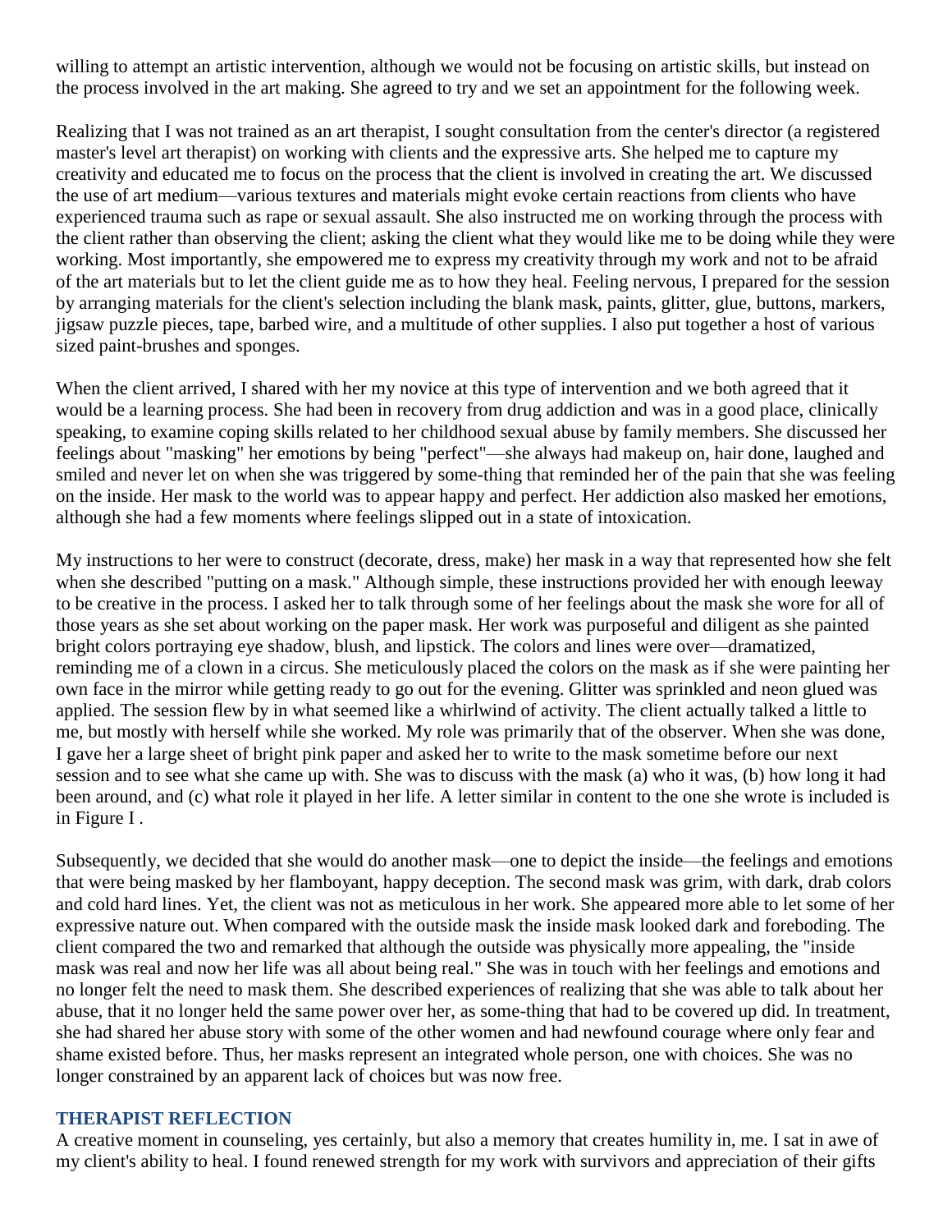willing to attempt an artistic intervention, although we would not be focusing on artistic skills, but instead on the process involved in the art making. She agreed to try and we set an appointment for the following week.

Realizing that I was not trained as an art therapist, I sought consultation from the center's director (a registered master's level art therapist) on working with clients and the expressive arts. She helped me to capture my creativity and educated me to focus on the process that the client is involved in creating the art. We discussed the use of art medium—various textures and materials might evoke certain reactions from clients who have experienced trauma such as rape or sexual assault. She also instructed me on working through the process with the client rather than observing the client; asking the client what they would like me to be doing while they were working. Most importantly, she empowered me to express my creativity through my work and not to be afraid of the art materials but to let the client guide me as to how they heal. Feeling nervous, I prepared for the session by arranging materials for the client's selection including the blank mask, paints, glitter, glue, buttons, markers, jigsaw puzzle pieces, tape, barbed wire, and a multitude of other supplies. I also put together a host of various sized paint-brushes and sponges.

When the client arrived, I shared with her my novice at this type of intervention and we both agreed that it would be a learning process. She had been in recovery from drug addiction and was in a good place, clinically speaking, to examine coping skills related to her childhood sexual abuse by family members. She discussed her feelings about "masking" her emotions by being "perfect"—she always had makeup on, hair done, laughed and smiled and never let on when she was triggered by some-thing that reminded her of the pain that she was feeling on the inside. Her mask to the world was to appear happy and perfect. Her addiction also masked her emotions, although she had a few moments where feelings slipped out in a state of intoxication.

My instructions to her were to construct (decorate, dress, make) her mask in a way that represented how she felt when she described "putting on a mask." Although simple, these instructions provided her with enough leeway to be creative in the process. I asked her to talk through some of her feelings about the mask she wore for all of those years as she set about working on the paper mask. Her work was purposeful and diligent as she painted bright colors portraying eye shadow, blush, and lipstick. The colors and lines were over—dramatized, reminding me of a clown in a circus. She meticulously placed the colors on the mask as if she were painting her own face in the mirror while getting ready to go out for the evening. Glitter was sprinkled and neon glued was applied. The session flew by in what seemed like a whirlwind of activity. The client actually talked a little to me, but mostly with herself while she worked. My role was primarily that of the observer. When she was done, I gave her a large sheet of bright pink paper and asked her to write to the mask sometime before our next session and to see what she came up with. She was to discuss with the mask (a) who it was, (b) how long it had been around, and (c) what role it played in her life. A letter similar in content to the one she wrote is included is in Figure I .

Subsequently, we decided that she would do another mask—one to depict the inside—the feelings and emotions that were being masked by her flamboyant, happy deception. The second mask was grim, with dark, drab colors and cold hard lines. Yet, the client was not as meticulous in her work. She appeared more able to let some of her expressive nature out. When compared with the outside mask the inside mask looked dark and foreboding. The client compared the two and remarked that although the outside was physically more appealing, the "inside mask was real and now her life was all about being real." She was in touch with her feelings and emotions and no longer felt the need to mask them. She described experiences of realizing that she was able to talk about her abuse, that it no longer held the same power over her, as some-thing that had to be covered up did. In treatment, she had shared her abuse story with some of the other women and had newfound courage where only fear and shame existed before. Thus, her masks represent an integrated whole person, one with choices. She was no longer constrained by an apparent lack of choices but was now free.

## THERAPIST REFLECTION

A creative moment in counseling, yes certainly, but also a memory that creates humility in, me. I sat in awe of my client's ability to heal. I found renewed strength for my work with survivors and appreciation of their gifts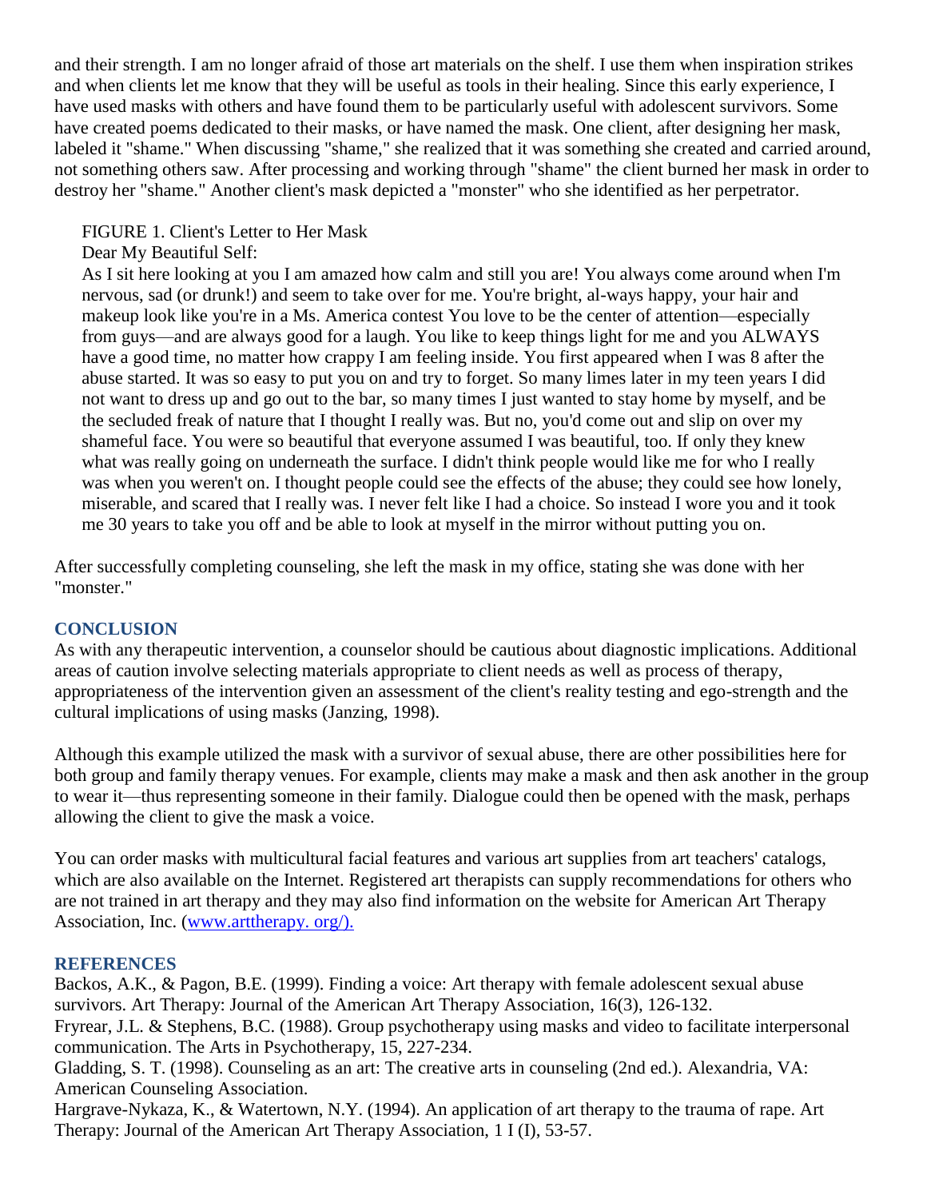and their strength. I am no longer afraid of those art materials on the shelf. I use them when inspiration strikes and when clients let me know that they will be useful as tools in their healing. Since this early experience, I have used masks with others and have found them to be particularly useful with adolescent survivors. Some have created poems dedicated to their masks, or have named the mask. One client, after designing her mask, labeled it "shame." When discussing "shame," she realized that it was something she created and carried around, not something others saw. After processing and working through "shame" the client burned her mask in order to destroy her "shame." Another client's mask depicted a "monster" who she identified as her perpetrator.

> FIGURE 1. Client's Letter to Her Mask
>
> Dear My Beautiful Self:
>
> As I sit here looking at you I am amazed how calm and still you are! You always come around when I'm nervous, sad (or drunk!) and seem to take over for me. You're bright, al-ways happy, your hair and makeup look like you're in a Ms. America contest You love to be the center of attention—especially from guys—and are always good for a laugh. You like to keep things light for me and you ALWAYS have a good time, no matter how crappy I am feeling inside. You first appeared when I was 8 after the abuse started. It was so easy to put you on and try to forget. So many limes later in my teen years I did not want to dress up and go out to the bar, so many times I just wanted to stay home by myself, and be the secluded freak of nature that I thought I really was. But no, you'd come out and slip on over my shameful face. You were so beautiful that everyone assumed I was beautiful, too. If only they knew what was really going on underneath the surface. I didn't think people would like me for who I really was when you weren't on. I thought people could see the effects of the abuse; they could see how lonely, miserable, and scared that I really was. I never felt like I had a choice. So instead I wore you and it took me 30 years to take you off and be able to look at myself in the mirror without putting you on.

After successfully completing counseling, she left the mask in my office, stating she was done with her "monster."

## CONCLUSION

As with any therapeutic intervention, a counselor should be cautious about diagnostic implications. Additional areas of caution involve selecting materials appropriate to client needs as well as process of therapy, appropriateness of the intervention given an assessment of the client's reality testing and ego-strength and the cultural implications of using masks (Janzing, 1998).

Although this example utilized the mask with a survivor of sexual abuse, there are other possibilities here for both group and family therapy venues. For example, clients may make a mask and then ask another in the group to wear it—thus representing someone in their family. Dialogue could then be opened with the mask, perhaps allowing the client to give the mask a voice.

You can order masks with multicultural facial features and various art supplies from art teachers' catalogs, which are also available on the Internet. Registered art therapists can supply recommendations for others who are not trained in art therapy and they may also find information on the website for American Art Therapy Association, Inc. (www.arttherapy. org/).

## REFERENCES

Backos, A.K., & Pagon, B.E. (1999). Finding a voice: Art therapy with female adolescent sexual abuse survivors. Art Therapy: Journal of the American Art Therapy Association, 16(3), 126-132.

Fryrear, J.L. & Stephens, B.C. (1988). Group psychotherapy using masks and video to facilitate interpersonal communication. The Arts in Psychotherapy, 15, 227-234.

Gladding, S. T. (1998). Counseling as an art: The creative arts in counseling (2nd ed.). Alexandria, VA: American Counseling Association.

Hargrave-Nykaza, K., & Watertown, N.Y. (1994). An application of art therapy to the trauma of rape. Art Therapy: Journal of the American Art Therapy Association, 1 I (I), 53-57.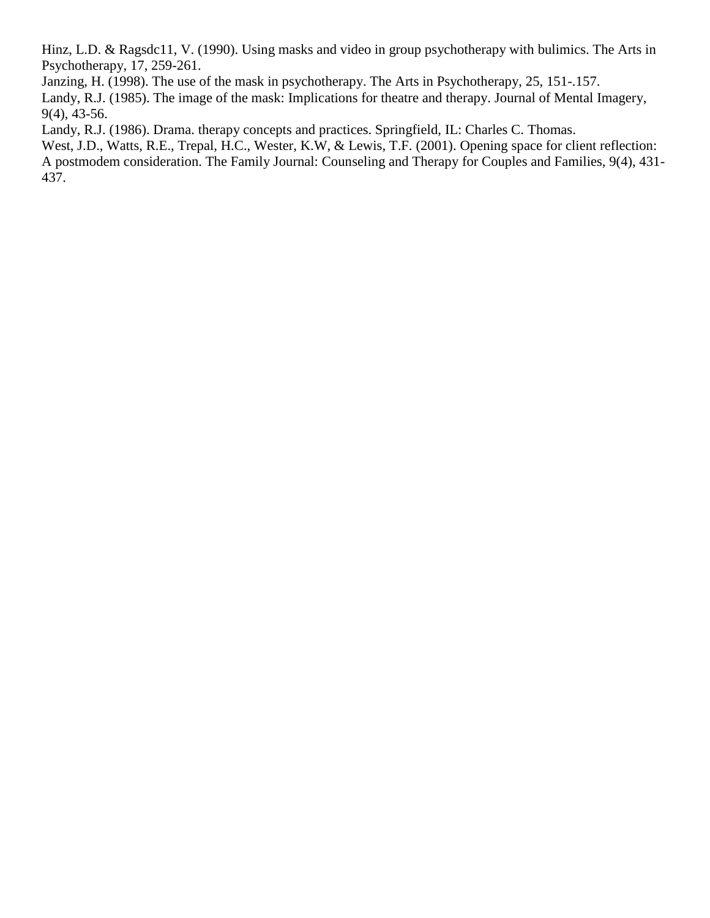Hinz, L.D. & Ragsdc11, V. (1990). Using masks and video in group psychotherapy with bulimics. The Arts in Psychotherapy, 17, 259-261.

Janzing, H. (1998). The use of the mask in psychotherapy. The Arts in Psychotherapy, 25, 151-.157.

Landy, R.J. (1985). The image of the mask: Implications for theatre and therapy. Journal of Mental Imagery, 9(4), 43-56.

Landy, R.J. (1986). Drama. therapy concepts and practices. Springfield, IL: Charles C. Thomas.

West, J.D., Watts, R.E., Trepal, H.C., Wester, K.W, & Lewis, T.F. (2001). Opening space for client reflection: A postmodem consideration. The Family Journal: Counseling and Therapy for Couples and Families, 9(4), 431-437.